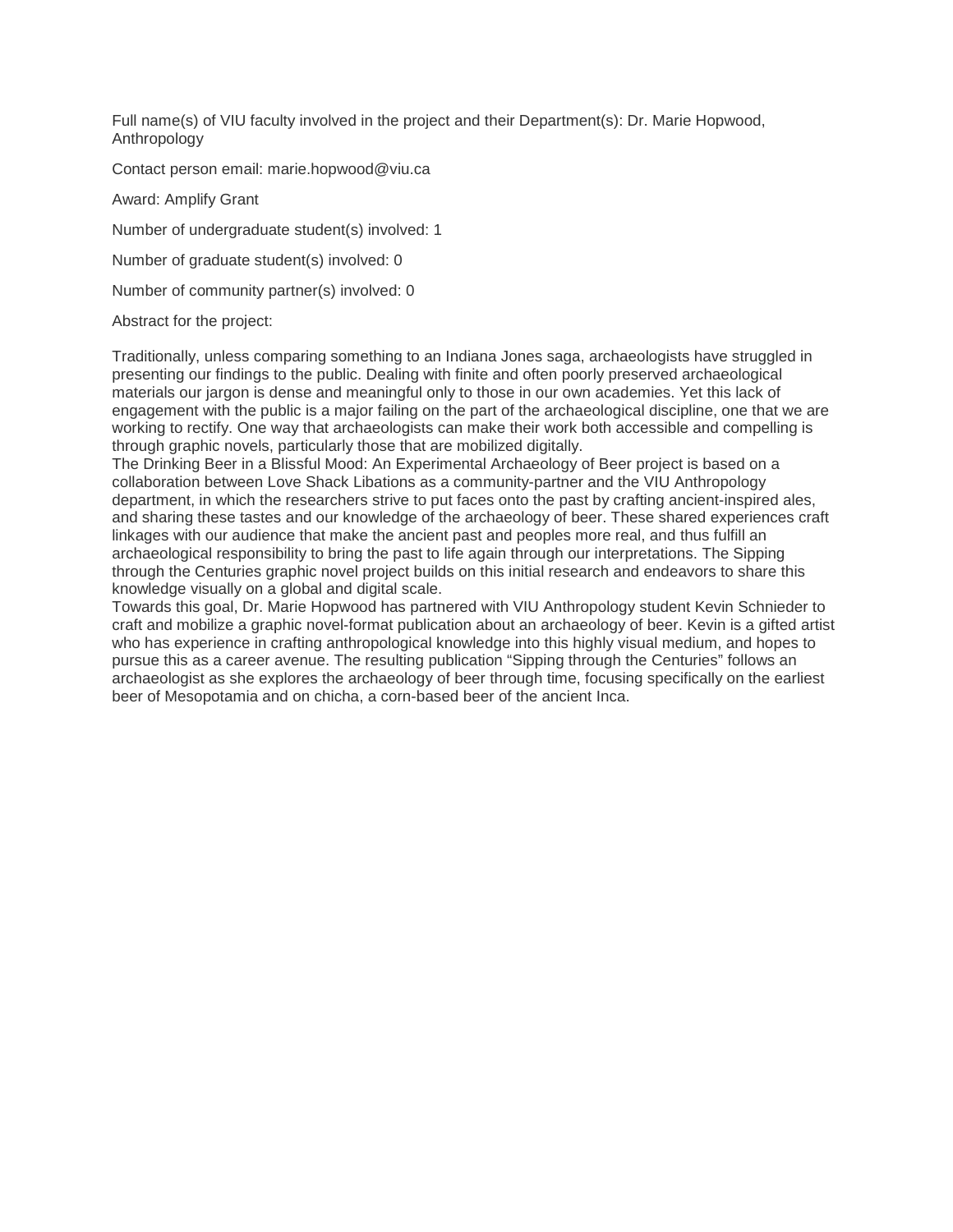Full name(s) of VIU faculty involved in the project and their Department(s): Dr. Marie Hopwood, Anthropology

Contact person email: marie.hopwood@viu.ca

Award: Amplify Grant

Number of undergraduate student(s) involved: 1

Number of graduate student(s) involved: 0

Number of community partner(s) involved: 0

Abstract for the project:

Traditionally, unless comparing something to an Indiana Jones saga, archaeologists have struggled in presenting our findings to the public. Dealing with finite and often poorly preserved archaeological materials our jargon is dense and meaningful only to those in our own academies. Yet this lack of engagement with the public is a major failing on the part of the archaeological discipline, one that we are working to rectify. One way that archaeologists can make their work both accessible and compelling is through graphic novels, particularly those that are mobilized digitally.

The Drinking Beer in a Blissful Mood: An Experimental Archaeology of Beer project is based on a collaboration between Love Shack Libations as a community-partner and the VIU Anthropology department, in which the researchers strive to put faces onto the past by crafting ancient-inspired ales, and sharing these tastes and our knowledge of the archaeology of beer. These shared experiences craft linkages with our audience that make the ancient past and peoples more real, and thus fulfill an archaeological responsibility to bring the past to life again through our interpretations. The Sipping through the Centuries graphic novel project builds on this initial research and endeavors to share this knowledge visually on a global and digital scale.

Towards this goal, Dr. Marie Hopwood has partnered with VIU Anthropology student Kevin Schnieder to craft and mobilize a graphic novel-format publication about an archaeology of beer. Kevin is a gifted artist who has experience in crafting anthropological knowledge into this highly visual medium, and hopes to pursue this as a career avenue. The resulting publication "Sipping through the Centuries" follows an archaeologist as she explores the archaeology of beer through time, focusing specifically on the earliest beer of Mesopotamia and on chicha, a corn-based beer of the ancient Inca.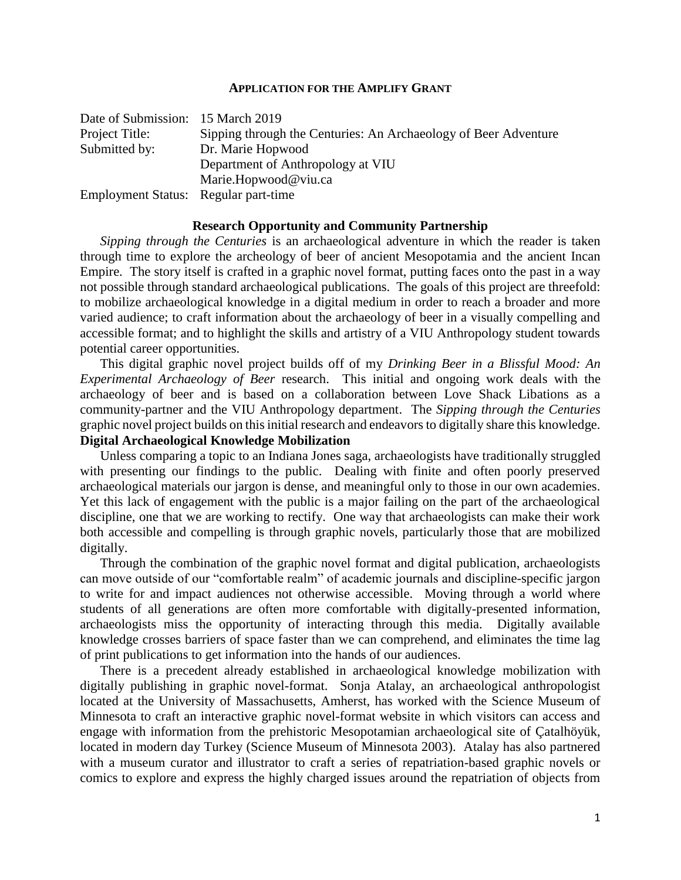**APPLICATION FOR THE AMPLIFY GRANT**

Date of Submission: 15 March 2019
Project Title: Sipping through the Centuries: An Archaeology of Beer Adventure
Submitted by: Dr. Marie Hopwood
Department of Anthropology at VIU
Marie.Hopwood@viu.ca
Employment Status: Regular part-time

## Research Opportunity and Community Partnership

*Sipping through the Centuries* is an archaeological adventure in which the reader is taken through time to explore the archeology of beer of ancient Mesopotamia and the ancient Incan Empire. The story itself is crafted in a graphic novel format, putting faces onto the past in a way not possible through standard archaeological publications. The goals of this project are threefold: to mobilize archaeological knowledge in a digital medium in order to reach a broader and more varied audience; to craft information about the archaeology of beer in a visually compelling and accessible format; and to highlight the skills and artistry of a VIU Anthropology student towards potential career opportunities.

This digital graphic novel project builds off of my *Drinking Beer in a Blissful Mood: An Experimental Archaeology of Beer* research. This initial and ongoing work deals with the archaeology of beer and is based on a collaboration between Love Shack Libations as a community-partner and the VIU Anthropology department. The *Sipping through the Centuries* graphic novel project builds on this initial research and endeavors to digitally share this knowledge.

## Digital Archaeological Knowledge Mobilization

Unless comparing a topic to an Indiana Jones saga, archaeologists have traditionally struggled with presenting our findings to the public. Dealing with finite and often poorly preserved archaeological materials our jargon is dense, and meaningful only to those in our own academies. Yet this lack of engagement with the public is a major failing on the part of the archaeological discipline, one that we are working to rectify. One way that archaeologists can make their work both accessible and compelling is through graphic novels, particularly those that are mobilized digitally.

Through the combination of the graphic novel format and digital publication, archaeologists can move outside of our "comfortable realm" of academic journals and discipline-specific jargon to write for and impact audiences not otherwise accessible. Moving through a world where students of all generations are often more comfortable with digitally-presented information, archaeologists miss the opportunity of interacting through this media. Digitally available knowledge crosses barriers of space faster than we can comprehend, and eliminates the time lag of print publications to get information into the hands of our audiences.

There is a precedent already established in archaeological knowledge mobilization with digitally publishing in graphic novel-format. Sonja Atalay, an archaeological anthropologist located at the University of Massachusetts, Amherst, has worked with the Science Museum of Minnesota to craft an interactive graphic novel-format website in which visitors can access and engage with information from the prehistoric Mesopotamian archaeological site of Çatalhöyük, located in modern day Turkey (Science Museum of Minnesota 2003). Atalay has also partnered with a museum curator and illustrator to craft a series of repatriation-based graphic novels or comics to explore and express the highly charged issues around the repatriation of objects from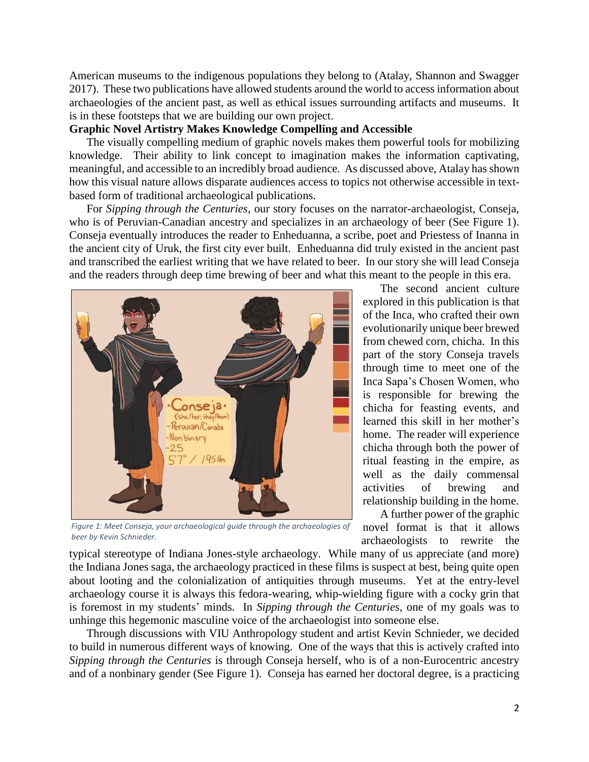American museums to the indigenous populations they belong to (Atalay, Shannon and Swagger 2017). These two publications have allowed students around the world to access information about archaeologies of the ancient past, as well as ethical issues surrounding artifacts and museums. It is in these footsteps that we are building our own project.

**Graphic Novel Artistry Makes Knowledge Compelling and Accessible**

The visually compelling medium of graphic novels makes them powerful tools for mobilizing knowledge. Their ability to link concept to imagination makes the information captivating, meaningful, and accessible to an incredibly broad audience. As discussed above, Atalay has shown how this visual nature allows disparate audiences access to topics not otherwise accessible in text-based form of traditional archaeological publications.

For *Sipping through the Centuries*, our story focuses on the narrator-archaeologist, Conseja, who is of Peruvian-Canadian ancestry and specializes in an archaeology of beer (See Figure 1). Conseja eventually introduces the reader to Enheduanna, a scribe, poet and Priestess of Inanna in the ancient city of Uruk, the first city ever built. Enheduanna did truly existed in the ancient past and transcribed the earliest writing that we have related to beer. In our story she will lead Conseja and the readers through deep time brewing of beer and what this meant to the people in this era.

*Figure 1: Meet Conseja, your archaeological guide through the archaeologies of beer by Kevin Schnieder.*

The second ancient culture explored in this publication is that of the Inca, who crafted their own evolutionarily unique beer brewed from chewed corn, chicha. In this part of the story Conseja travels through time to meet one of the Inca Sapa's Chosen Women, who is responsible for brewing the chicha for feasting events, and learned this skill in her mother's home. The reader will experience chicha through both the power of ritual feasting in the empire, as well as the daily commensal activities of brewing and relationship building in the home.

A further power of the graphic novel format is that it allows archaeologists to rewrite the typical stereotype of Indiana Jones-style archaeology. While many of us appreciate (and more) the Indiana Jones saga, the archaeology practiced in these films is suspect at best, being quite open about looting and the colonialization of antiquities through museums. Yet at the entry-level archaeology course it is always this fedora-wearing, whip-wielding figure with a cocky grin that is foremost in my students' minds. In *Sipping through the Centuries*, one of my goals was to unhinge this hegemonic masculine voice of the archaeologist into someone else.

Through discussions with VIU Anthropology student and artist Kevin Schnieder, we decided to build in numerous different ways of knowing. One of the ways that this is actively crafted into *Sipping through the Centuries* is through Conseja herself, who is of a non-Eurocentric ancestry and of a nonbinary gender (See Figure 1). Conseja has earned her doctoral degree, is a practicing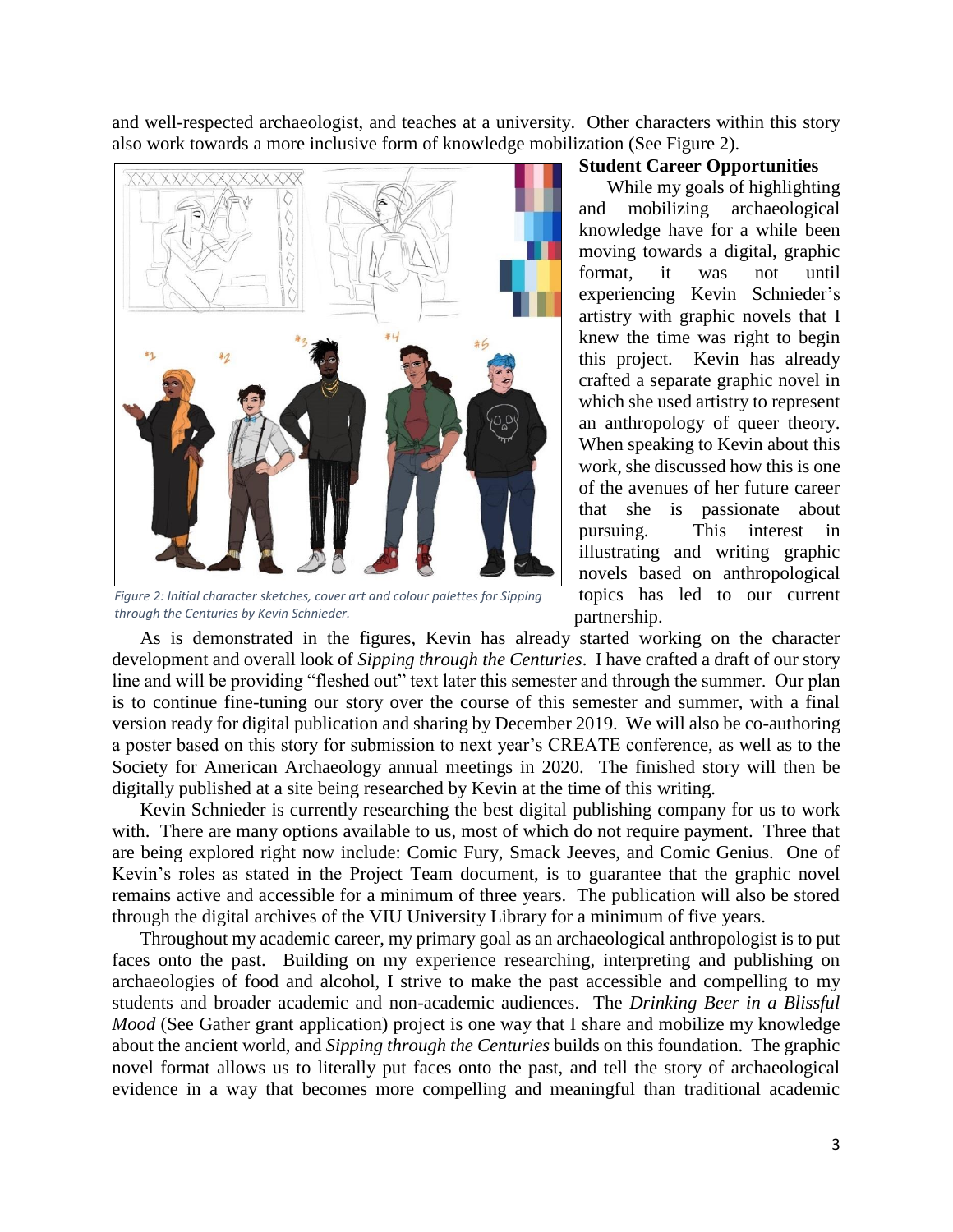and well-respected archaeologist, and teaches at a university. Other characters within this story also work towards a more inclusive form of knowledge mobilization (See Figure 2).

*Figure 2: Initial character sketches, cover art and colour palettes for Sipping through the Centuries by Kevin Schnieder.*

**Student Career Opportunities**

While my goals of highlighting and mobilizing archaeological knowledge have for a while been moving towards a digital, graphic format, it was not until experiencing Kevin Schnieder's artistry with graphic novels that I knew the time was right to begin this project. Kevin has already crafted a separate graphic novel in which she used artistry to represent an anthropology of queer theory. When speaking to Kevin about this work, she discussed how this is one of the avenues of her future career that she is passionate about pursuing. This interest in illustrating and writing graphic novels based on anthropological topics has led to our current partnership.

As is demonstrated in the figures, Kevin has already started working on the character development and overall look of *Sipping through the Centuries*. I have crafted a draft of our story line and will be providing "fleshed out" text later this semester and through the summer. Our plan is to continue fine-tuning our story over the course of this semester and summer, with a final version ready for digital publication and sharing by December 2019. We will also be co-authoring a poster based on this story for submission to next year's CREATE conference, as well as to the Society for American Archaeology annual meetings in 2020. The finished story will then be digitally published at a site being researched by Kevin at the time of this writing.

Kevin Schnieder is currently researching the best digital publishing company for us to work with. There are many options available to us, most of which do not require payment. Three that are being explored right now include: Comic Fury, Smack Jeeves, and Comic Genius. One of Kevin's roles as stated in the Project Team document, is to guarantee that the graphic novel remains active and accessible for a minimum of three years. The publication will also be stored through the digital archives of the VIU University Library for a minimum of five years.

Throughout my academic career, my primary goal as an archaeological anthropologist is to put faces onto the past. Building on my experience researching, interpreting and publishing on archaeologies of food and alcohol, I strive to make the past accessible and compelling to my students and broader academic and non-academic audiences. The *Drinking Beer in a Blissful Mood* (See Gather grant application) project is one way that I share and mobilize my knowledge about the ancient world, and *Sipping through the Centuries* builds on this foundation. The graphic novel format allows us to literally put faces onto the past, and tell the story of archaeological evidence in a way that becomes more compelling and meaningful than traditional academic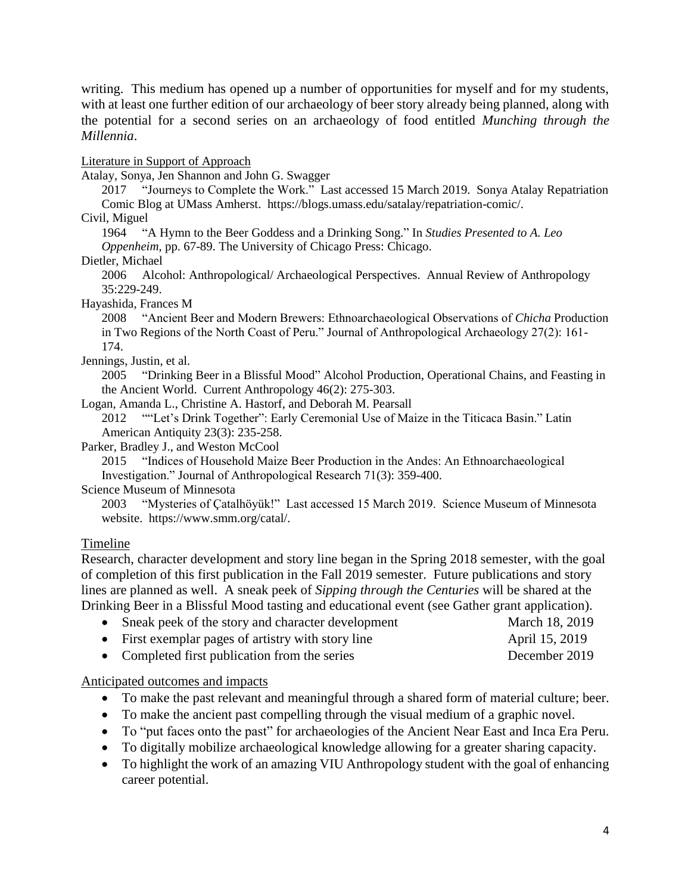writing. This medium has opened up a number of opportunities for myself and for my students, with at least one further edition of our archaeology of beer story already being planned, along with the potential for a second series on an archaeology of food entitled *Munching through the Millennia*.

<u>Literature in Support of Approach</u>

Atalay, Sonya, Jen Shannon and John G. Swagger

2017 "Journeys to Complete the Work." Last accessed 15 March 2019. Sonya Atalay Repatriation Comic Blog at UMass Amherst. https://blogs.umass.edu/satalay/repatriation-comic/.

Civil, Miguel

1964 "A Hymn to the Beer Goddess and a Drinking Song." In *Studies Presented to A. Leo Oppenheim*, pp. 67-89. The University of Chicago Press: Chicago.

Dietler, Michael

2006 Alcohol: Anthropological/ Archaeological Perspectives. Annual Review of Anthropology 35:229-249.

Hayashida, Frances M

2008 "Ancient Beer and Modern Brewers: Ethnoarchaeological Observations of *Chicha* Production in Two Regions of the North Coast of Peru." Journal of Anthropological Archaeology 27(2): 161-174.

Jennings, Justin, et al.

2005 "Drinking Beer in a Blissful Mood" Alcohol Production, Operational Chains, and Feasting in the Ancient World. Current Anthropology 46(2): 275-303.

Logan, Amanda L., Christine A. Hastorf, and Deborah M. Pearsall

2012 ""Let's Drink Together": Early Ceremonial Use of Maize in the Titicaca Basin." Latin American Antiquity 23(3): 235-258.

Parker, Bradley J., and Weston McCool

2015 "Indices of Household Maize Beer Production in the Andes: An Ethnoarchaeological Investigation." Journal of Anthropological Research 71(3): 359-400.

Science Museum of Minnesota

2003 "Mysteries of Çatalhöyük!" Last accessed 15 March 2019. Science Museum of Minnesota website. https://www.smm.org/catal/.

## <u>Timeline</u>

Research, character development and story line began in the Spring 2018 semester, with the goal of completion of this first publication in the Fall 2019 semester. Future publications and story lines are planned as well. A sneak peek of *Sipping through the Centuries* will be shared at the Drinking Beer in a Blissful Mood tasting and educational event (see Gather grant application).

- Sneak peek of the story and character development — March 18, 2019
- First exemplar pages of artistry with story line — April 15, 2019
- Completed first publication from the series — December 2019

## <u>Anticipated outcomes and impacts</u>

- To make the past relevant and meaningful through a shared form of material culture; beer.
- To make the ancient past compelling through the visual medium of a graphic novel.
- To "put faces onto the past" for archaeologies of the Ancient Near East and Inca Era Peru.
- To digitally mobilize archaeological knowledge allowing for a greater sharing capacity.
- To highlight the work of an amazing VIU Anthropology student with the goal of enhancing career potential.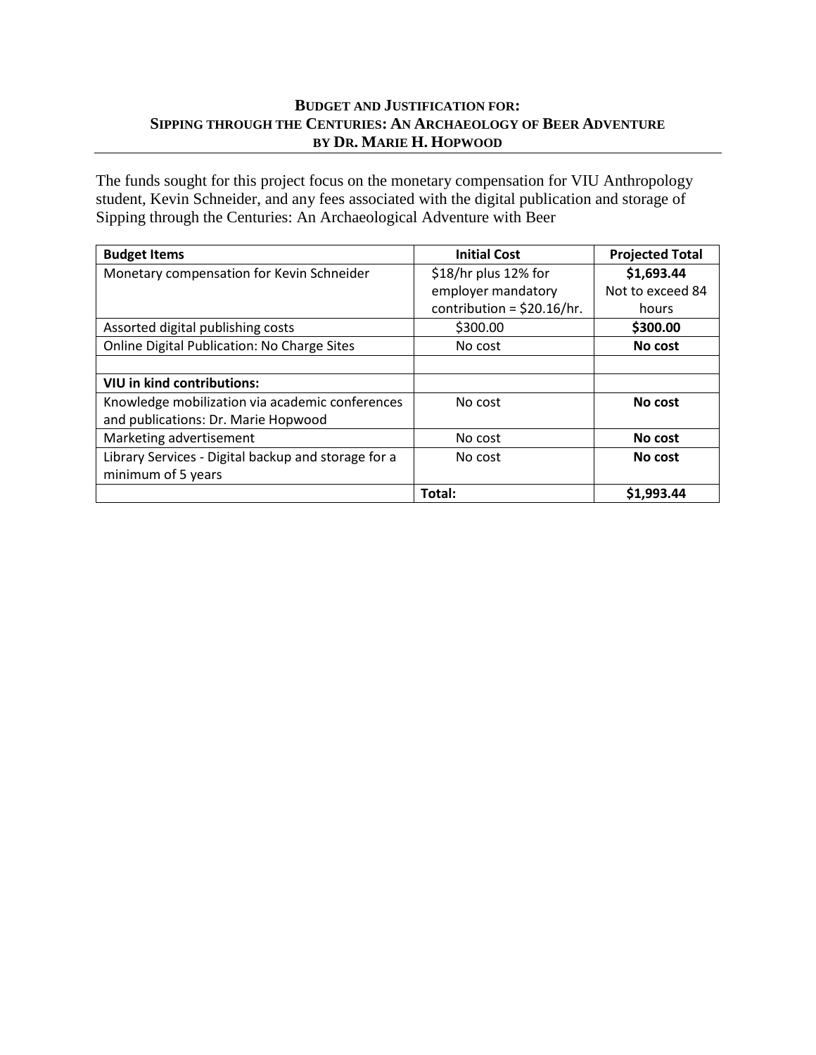# Budget and Justification for:
# Sipping through the Centuries: An Archaeology of Beer Adventure
# by Dr. Marie H. Hopwood

The funds sought for this project focus on the monetary compensation for VIU Anthropology student, Kevin Schneider, and any fees associated with the digital publication and storage of Sipping through the Centuries: An Archaeological Adventure with Beer

| **Budget Items** | **Initial Cost** | **Projected Total** |
|---|---|---|
| Monetary compensation for Kevin Schneider | $18/hr plus 12% for employer mandatory contribution = $20.16/hr. | **$1,693.44** Not to exceed 84 hours |
| Assorted digital publishing costs | $300.00 | **$300.00** |
| Online Digital Publication: No Charge Sites | No cost | **No cost** |
| | | |
| **VIU in kind contributions:** | | |
| Knowledge mobilization via academic conferences and publications: Dr. Marie Hopwood | No cost | **No cost** |
| Marketing advertisement | No cost | **No cost** |
| Library Services - Digital backup and storage for a minimum of 5 years | No cost | **No cost** |
| | **Total:** | **$1,993.44** |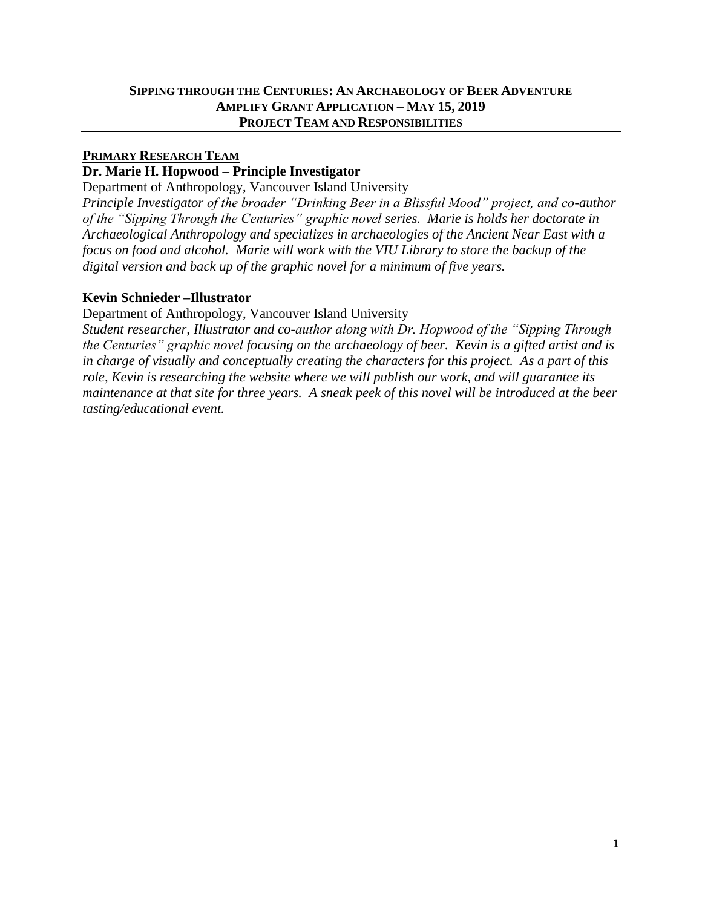**SIPPING THROUGH THE CENTURIES: AN ARCHAEOLOGY OF BEER ADVENTURE**
**AMPLIFY GRANT APPLICATION – MAY 15, 2019**
**PROJECT TEAM AND RESPONSIBILITIES**

---

## PRIMARY RESEARCH TEAM

### Dr. Marie H. Hopwood – Principle Investigator

Department of Anthropology, Vancouver Island University

*Principle Investigator of the broader "Drinking Beer in a Blissful Mood" project, and co-author of the "Sipping Through the Centuries" graphic novel series. Marie is holds her doctorate in Archaeological Anthropology and specializes in archaeologies of the Ancient Near East with a focus on food and alcohol. Marie will work with the VIU Library to store the backup of the digital version and back up of the graphic novel for a minimum of five years.*

### Kevin Schnieder –Illustrator

Department of Anthropology, Vancouver Island University

*Student researcher, Illustrator and co-author along with Dr. Hopwood of the "Sipping Through the Centuries" graphic novel focusing on the archaeology of beer. Kevin is a gifted artist and is in charge of visually and conceptually creating the characters for this project. As a part of this role, Kevin is researching the website where we will publish our work, and will guarantee its maintenance at that site for three years. A sneak peek of this novel will be introduced at the beer tasting/educational event.*